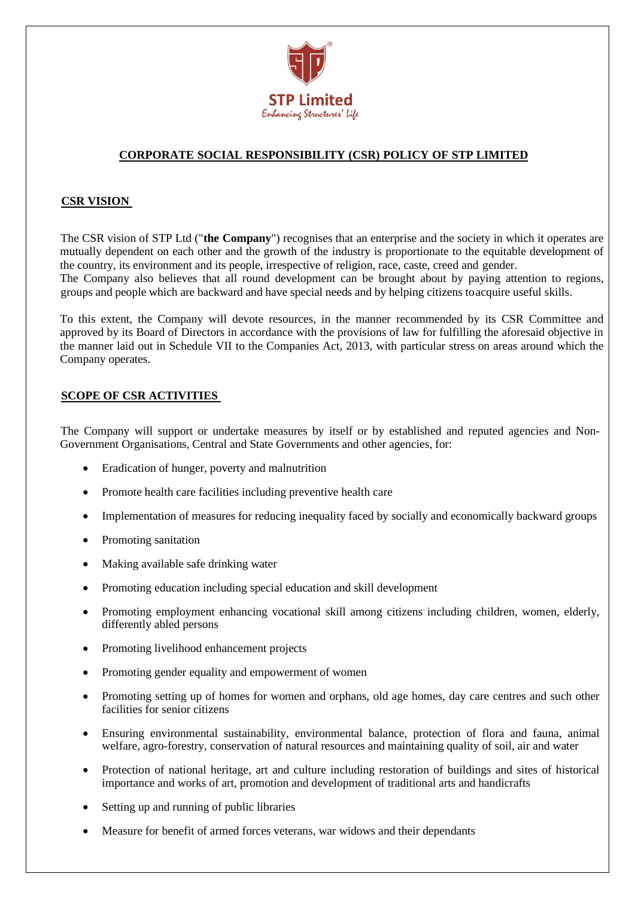STP Limited

*Enhancing Structures' Life*

# CORPORATE SOCIAL RESPONSIBILITY (CSR) POLICY OF STP LIMITED

## CSR VISION

The CSR vision of STP Ltd ("**the Company**") recognises that an enterprise and the society in which it operates are mutually dependent on each other and the growth of the industry is proportionate to the equitable development of the country, its environment and its people, irrespective of religion, race, caste, creed and gender.
The Company also believes that all round development can be brought about by paying attention to regions, groups and people which are backward and have special needs and by helping citizens to acquire useful skills.

To this extent, the Company will devote resources, in the manner recommended by its CSR Committee and approved by its Board of Directors in accordance with the provisions of law for fulfilling the aforesaid objective in the manner laid out in Schedule VII to the Companies Act, 2013, with particular stress on areas around which the Company operates.

## SCOPE OF CSR ACTIVITIES

The Company will support or undertake measures by itself or by established and reputed agencies and Non-Government Organisations, Central and State Governments and other agencies, for:

- Eradication of hunger, poverty and malnutrition
- Promote health care facilities including preventive health care
- Implementation of measures for reducing inequality faced by socially and economically backward groups
- Promoting sanitation
- Making available safe drinking water
- Promoting education including special education and skill development
- Promoting employment enhancing vocational skill among citizens including children, women, elderly, differently abled persons
- Promoting livelihood enhancement projects
- Promoting gender equality and empowerment of women
- Promoting setting up of homes for women and orphans, old age homes, day care centres and such other facilities for senior citizens
- Ensuring environmental sustainability, environmental balance, protection of flora and fauna, animal welfare, agro-forestry, conservation of natural resources and maintaining quality of soil, air and water
- Protection of national heritage, art and culture including restoration of buildings and sites of historical importance and works of art, promotion and development of traditional arts and handicrafts
- Setting up and running of public libraries
- Measure for benefit of armed forces veterans, war widows and their dependants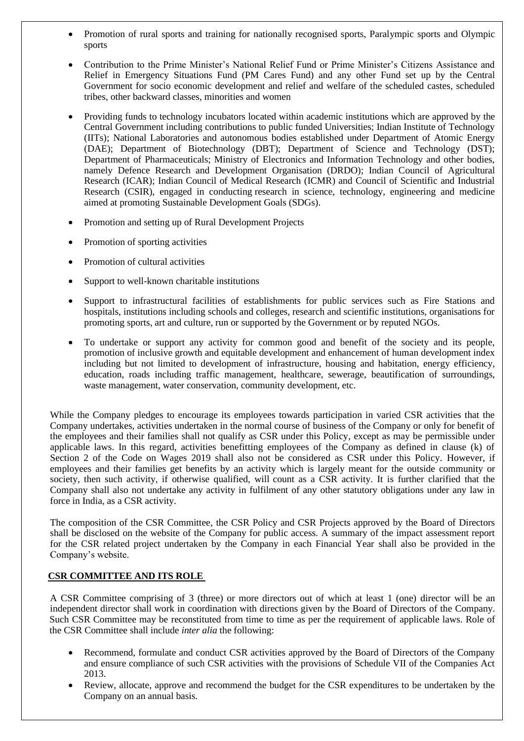- Promotion of rural sports and training for nationally recognised sports, Paralympic sports and Olympic sports
- Contribution to the Prime Minister's National Relief Fund or Prime Minister's Citizens Assistance and Relief in Emergency Situations Fund (PM Cares Fund) and any other Fund set up by the Central Government for socio economic development and relief and welfare of the scheduled castes, scheduled tribes, other backward classes, minorities and women
- Providing funds to technology incubators located within academic institutions which are approved by the Central Government including contributions to public funded Universities; Indian Institute of Technology (IITs); National Laboratories and autonomous bodies established under Department of Atomic Energy (DAE); Department of Biotechnology (DBT); Department of Science and Technology (DST); Department of Pharmaceuticals; Ministry of Electronics and Information Technology and other bodies, namely Defence Research and Development Organisation (DRDO); Indian Council of Agricultural Research (ICAR); Indian Council of Medical Research (ICMR) and Council of Scientific and Industrial Research (CSIR), engaged in conducting research in science, technology, engineering and medicine aimed at promoting Sustainable Development Goals (SDGs).
- Promotion and setting up of Rural Development Projects
- Promotion of sporting activities
- Promotion of cultural activities
- Support to well-known charitable institutions
- Support to infrastructural facilities of establishments for public services such as Fire Stations and hospitals, institutions including schools and colleges, research and scientific institutions, organisations for promoting sports, art and culture, run or supported by the Government or by reputed NGOs.
- To undertake or support any activity for common good and benefit of the society and its people, promotion of inclusive growth and equitable development and enhancement of human development index including but not limited to development of infrastructure, housing and habitation, energy efficiency, education, roads including traffic management, healthcare, sewerage, beautification of surroundings, waste management, water conservation, community development, etc.

While the Company pledges to encourage its employees towards participation in varied CSR activities that the Company undertakes, activities undertaken in the normal course of business of the Company or only for benefit of the employees and their families shall not qualify as CSR under this Policy, except as may be permissible under applicable laws. In this regard, activities benefitting employees of the Company as defined in clause (k) of Section 2 of the Code on Wages 2019 shall also not be considered as CSR under this Policy. However, if employees and their families get benefits by an activity which is largely meant for the outside community or society, then such activity, if otherwise qualified, will count as a CSR activity. It is further clarified that the Company shall also not undertake any activity in fulfilment of any other statutory obligations under any law in force in India, as a CSR activity.

The composition of the CSR Committee, the CSR Policy and CSR Projects approved by the Board of Directors shall be disclosed on the website of the Company for public access. A summary of the impact assessment report for the CSR related project undertaken by the Company in each Financial Year shall also be provided in the Company's website.

## CSR COMMITTEE AND ITS ROLE

A CSR Committee comprising of 3 (three) or more directors out of which at least 1 (one) director will be an independent director shall work in coordination with directions given by the Board of Directors of the Company. Such CSR Committee may be reconstituted from time to time as per the requirement of applicable laws. Role of the CSR Committee shall include *inter alia* the following:

- Recommend, formulate and conduct CSR activities approved by the Board of Directors of the Company and ensure compliance of such CSR activities with the provisions of Schedule VII of the Companies Act 2013.
- Review, allocate, approve and recommend the budget for the CSR expenditures to be undertaken by the Company on an annual basis.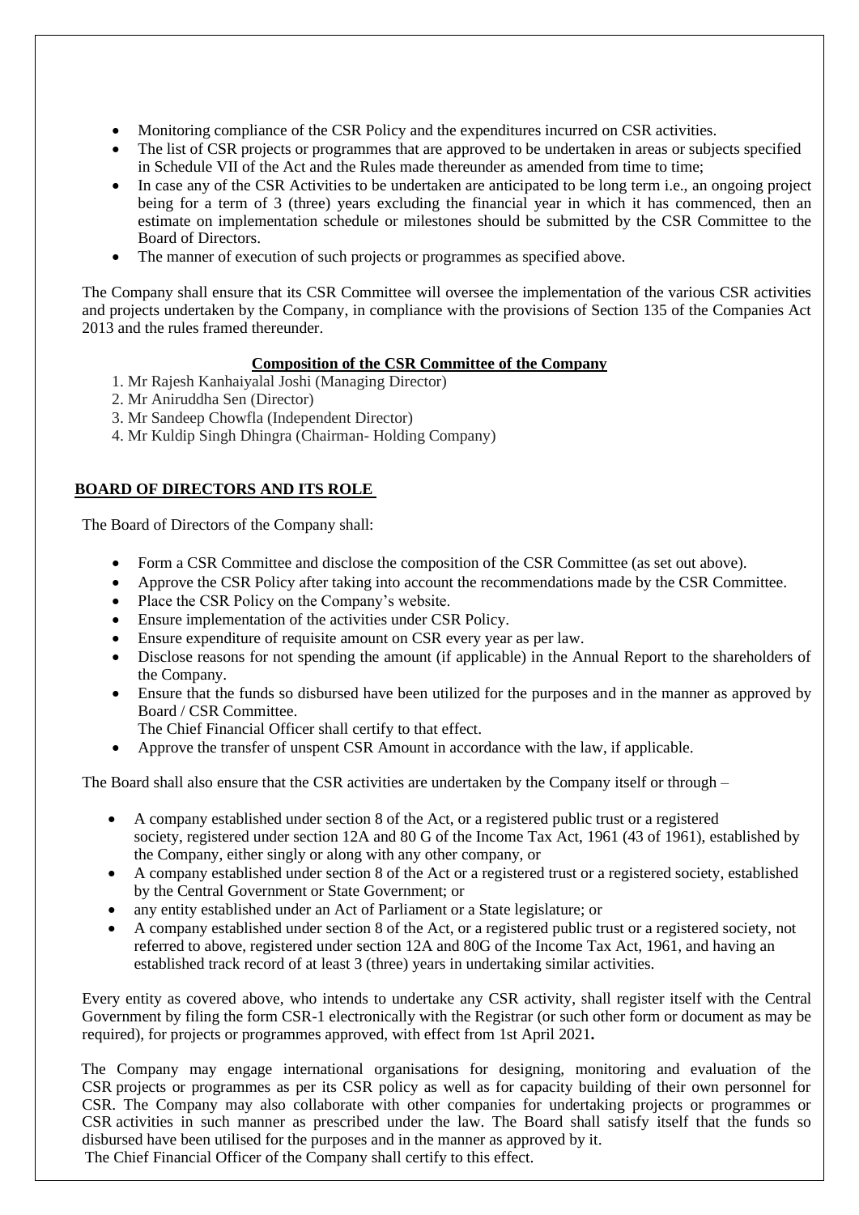- Monitoring compliance of the CSR Policy and the expenditures incurred on CSR activities.
- The list of CSR projects or programmes that are approved to be undertaken in areas or subjects specified in Schedule VII of the Act and the Rules made thereunder as amended from time to time;
- In case any of the CSR Activities to be undertaken are anticipated to be long term i.e., an ongoing project being for a term of 3 (three) years excluding the financial year in which it has commenced, then an estimate on implementation schedule or milestones should be submitted by the CSR Committee to the Board of Directors.
- The manner of execution of such projects or programmes as specified above.

The Company shall ensure that its CSR Committee will oversee the implementation of the various CSR activities and projects undertaken by the Company, in compliance with the provisions of Section 135 of the Companies Act 2013 and the rules framed thereunder.

**Composition of the CSR Committee of the Company**

1. Mr Rajesh Kanhaiyalal Joshi (Managing Director)
2. Mr Aniruddha Sen (Director)
3. Mr Sandeep Chowfla (Independent Director)
4. Mr Kuldip Singh Dhingra (Chairman- Holding Company)

## BOARD OF DIRECTORS AND ITS ROLE

The Board of Directors of the Company shall:

- Form a CSR Committee and disclose the composition of the CSR Committee (as set out above).
- Approve the CSR Policy after taking into account the recommendations made by the CSR Committee.
- Place the CSR Policy on the Company's website.
- Ensure implementation of the activities under CSR Policy.
- Ensure expenditure of requisite amount on CSR every year as per law.
- Disclose reasons for not spending the amount (if applicable) in the Annual Report to the shareholders of the Company.
- Ensure that the funds so disbursed have been utilized for the purposes and in the manner as approved by Board / CSR Committee.
  The Chief Financial Officer shall certify to that effect.
- Approve the transfer of unspent CSR Amount in accordance with the law, if applicable.

The Board shall also ensure that the CSR activities are undertaken by the Company itself or through –

- A company established under section 8 of the Act, or a registered public trust or a registered society, registered under section 12A and 80 G of the Income Tax Act, 1961 (43 of 1961), established by the Company, either singly or along with any other company, or
- A company established under section 8 of the Act or a registered trust or a registered society, established by the Central Government or State Government; or
- any entity established under an Act of Parliament or a State legislature; or
- A company established under section 8 of the Act, or a registered public trust or a registered society, not referred to above, registered under section 12A and 80G of the Income Tax Act, 1961, and having an established track record of at least 3 (three) years in undertaking similar activities.

Every entity as covered above, who intends to undertake any CSR activity, shall register itself with the Central Government by filing the form CSR-1 electronically with the Registrar (or such other form or document as may be required), for projects or programmes approved, with effect from 1st April 2021**.**

The Company may engage international organisations for designing, monitoring and evaluation of the CSR projects or programmes as per its CSR policy as well as for capacity building of their own personnel for CSR. The Company may also collaborate with other companies for undertaking projects or programmes or CSR activities in such manner as prescribed under the law. The Board shall satisfy itself that the funds so disbursed have been utilised for the purposes and in the manner as approved by it.
The Chief Financial Officer of the Company shall certify to this effect.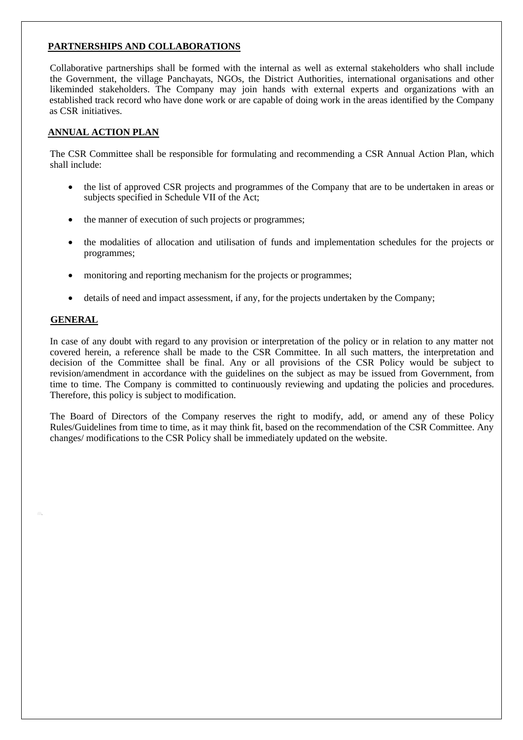## PARTNERSHIPS AND COLLABORATIONS

Collaborative partnerships shall be formed with the internal as well as external stakeholders who shall include the Government, the village Panchayats, NGOs, the District Authorities, international organisations and other likeminded stakeholders. The Company may join hands with external experts and organizations with an established track record who have done work or are capable of doing work in the areas identified by the Company as CSR initiatives.

## ANNUAL ACTION PLAN

The CSR Committee shall be responsible for formulating and recommending a CSR Annual Action Plan, which shall include:

- the list of approved CSR projects and programmes of the Company that are to be undertaken in areas or subjects specified in Schedule VII of the Act;
- the manner of execution of such projects or programmes;
- the modalities of allocation and utilisation of funds and implementation schedules for the projects or programmes;
- monitoring and reporting mechanism for the projects or programmes;
- details of need and impact assessment, if any, for the projects undertaken by the Company;

## GENERAL

In case of any doubt with regard to any provision or interpretation of the policy or in relation to any matter not covered herein, a reference shall be made to the CSR Committee. In all such matters, the interpretation and decision of the Committee shall be final. Any or all provisions of the CSR Policy would be subject to revision/amendment in accordance with the guidelines on the subject as may be issued from Government, from time to time. The Company is committed to continuously reviewing and updating the policies and procedures. Therefore, this policy is subject to modification.

The Board of Directors of the Company reserves the right to modify, add, or amend any of these Policy Rules/Guidelines from time to time, as it may think fit, based on the recommendation of the CSR Committee. Any changes/ modifications to the CSR Policy shall be immediately updated on the website.